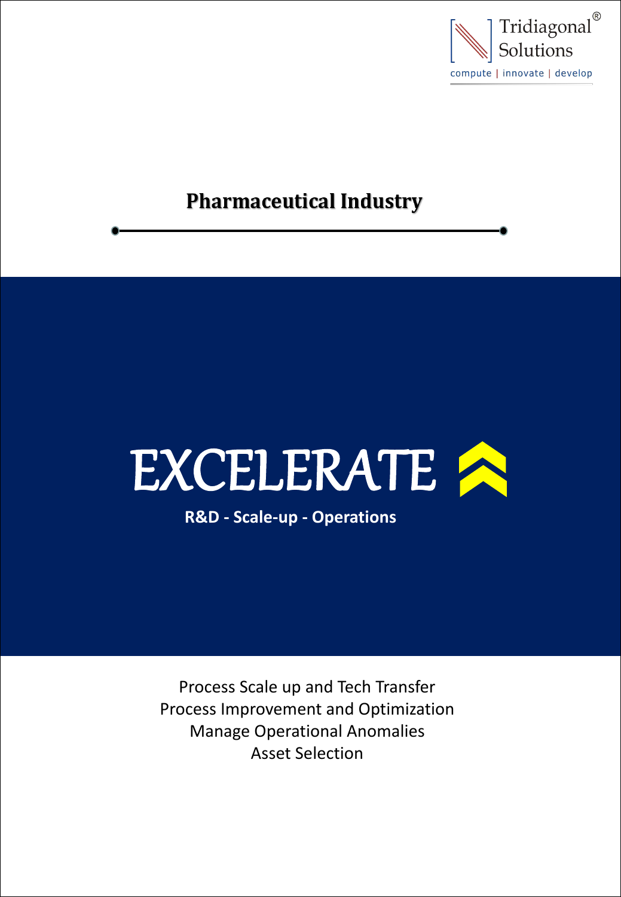Tridiagonal® Solutions

compute | innovate | develop

# Pharmaceutical Industry

# EXCELERATE

**R&D - Scale-up - Operations**

Process Scale up and Tech Transfer
Process Improvement and Optimization
Manage Operational Anomalies
Asset Selection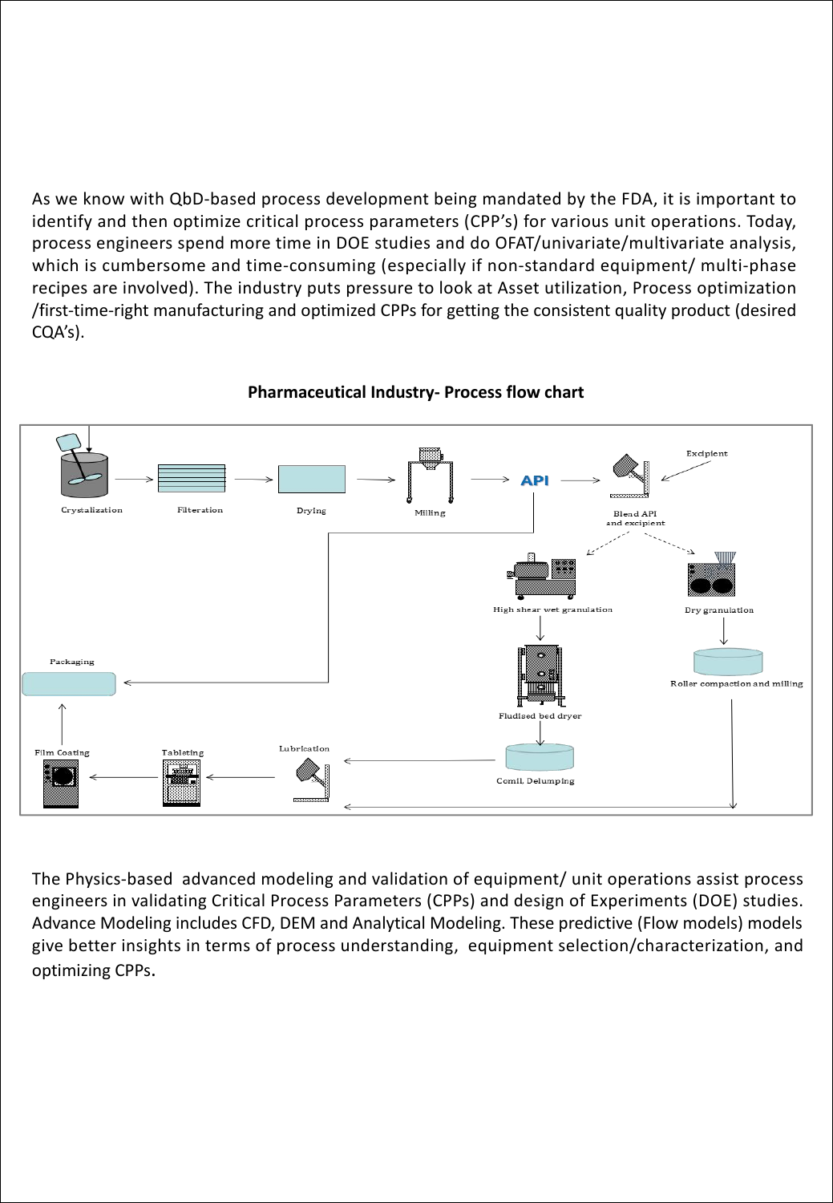As we know with QbD-based process development being mandated by the FDA, it is important to identify and then optimize critical process parameters (CPP's) for various unit operations. Today, process engineers spend more time in DOE studies and do OFAT/univariate/multivariate analysis, which is cumbersome and time-consuming (especially if non-standard equipment/ multi-phase recipes are involved). The industry puts pressure to look at Asset utilization, Process optimization /first-time-right manufacturing and optimized CPPs for getting the consistent quality product (desired CQA's).

**Pharmaceutical Industry- Process flow chart**

Crystalization → Filteration → Drying → Milling → API → Blend API and excipient ← Excipient

Blend API and excipient → High shear wet granulation → Fludised bed dryer → Comil, Delumping → Lubrication

Blend API and excipient → Dry granulation → Roller compaction and milling → Lubrication

Lubrication → Tableting → Film Coating → Packaging

API → Packaging

The Physics-based advanced modeling and validation of equipment/ unit operations assist process engineers in validating Critical Process Parameters (CPPs) and design of Experiments (DOE) studies. Advance Modeling includes CFD, DEM and Analytical Modeling. These predictive (Flow models) models give better insights in terms of process understanding, equipment selection/characterization, and optimizing CPPs.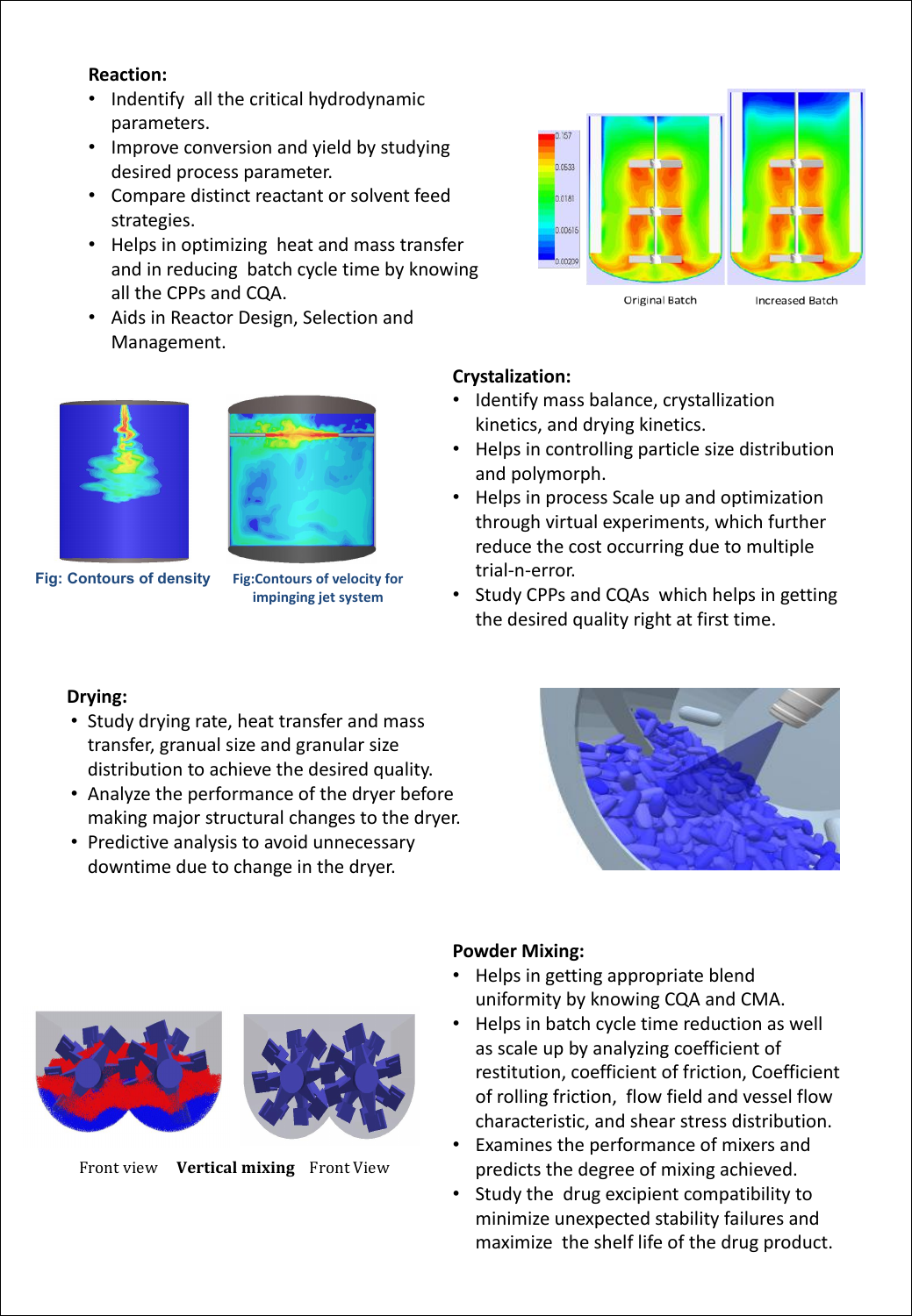**Reaction:**

- Indentify all the critical hydrodynamic parameters.
- Improve conversion and yield by studying desired process parameter.
- Compare distinct reactant or solvent feed strategies.
- Helps in optimizing heat and mass transfer and in reducing batch cycle time by knowing all the CPPs and CQA.
- Aids in Reactor Design, Selection and Management.

Original Batch    Increased Batch

Fig: Contours of density

Fig:Contours of velocity for impinging jet system

**Crystalization:**

- Identify mass balance, crystallization kinetics, and drying kinetics.
- Helps in controlling particle size distribution and polymorph.
- Helps in process Scale up and optimization through virtual experiments, which further reduce the cost occurring due to multiple trial-n-error.
- Study CPPs and CQAs which helps in getting the desired quality right at first time.

**Drying:**

- Study drying rate, heat transfer and mass transfer, granual size and granular size distribution to achieve the desired quality.
- Analyze the performance of the dryer before making major structural changes to the dryer.
- Predictive analysis to avoid unnecessary downtime due to change in the dryer.

Front view **Vertical mixing** Front View

**Powder Mixing:**

- Helps in getting appropriate blend uniformity by knowing CQA and CMA.
- Helps in batch cycle time reduction as well as scale up by analyzing coefficient of restitution, coefficient of friction, Coefficient of rolling friction, flow field and vessel flow characteristic, and shear stress distribution.
- Examines the performance of mixers and predicts the degree of mixing achieved.
- Study the drug excipient compatibility to minimize unexpected stability failures and maximize the shelf life of the drug product.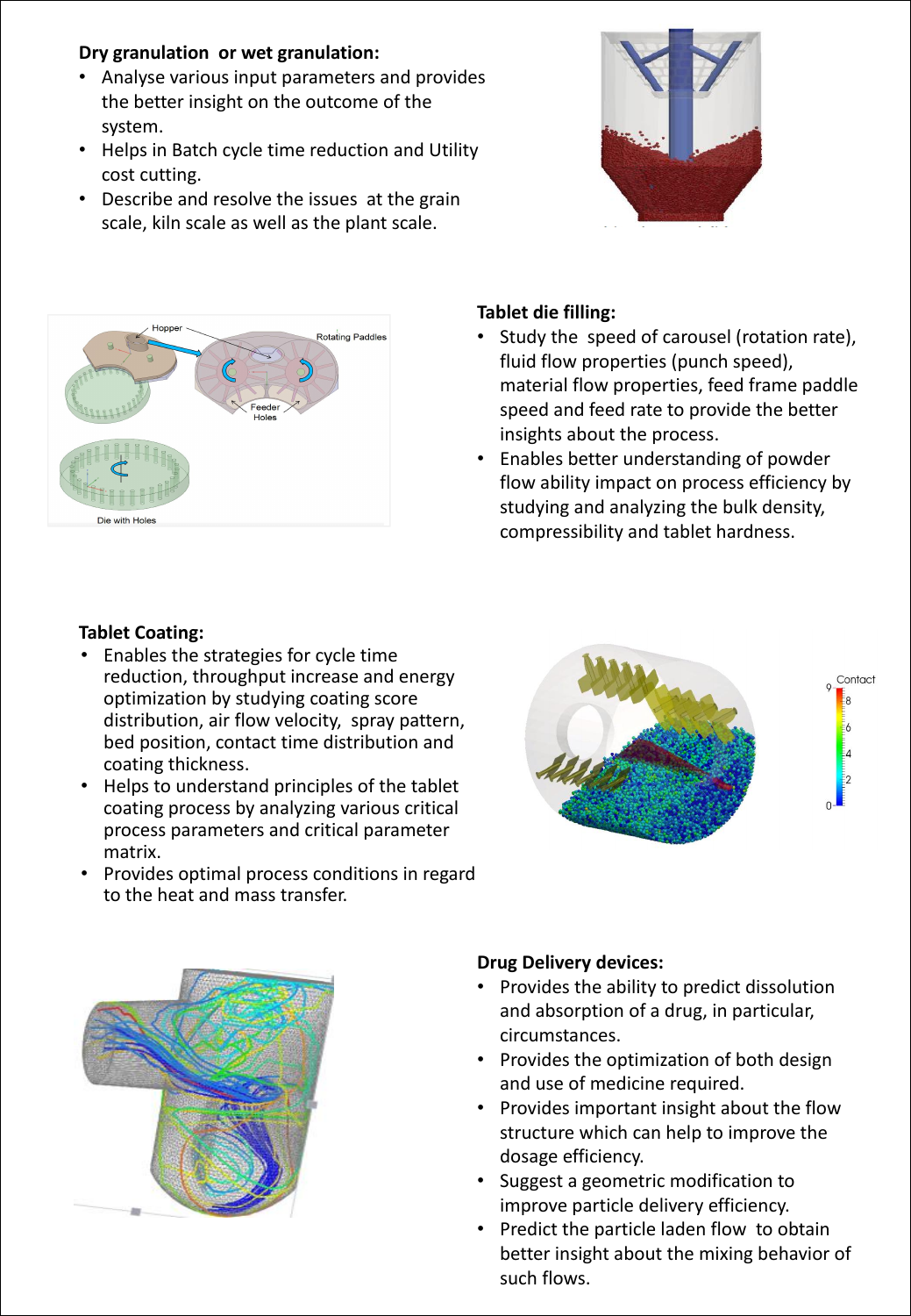**Dry granulation or wet granulation:**

- Analyse various input parameters and provides the better insight on the outcome of the system.
- Helps in Batch cycle time reduction and Utility cost cutting.
- Describe and resolve the issues at the grain scale, kiln scale as well as the plant scale.

**Tablet die filling:**

- Study the speed of carousel (rotation rate), fluid flow properties (punch speed), material flow properties, feed frame paddle speed and feed rate to provide the better insights about the process.
- Enables better understanding of powder flow ability impact on process efficiency by studying and analyzing the bulk density, compressibility and tablet hardness.

**Tablet Coating:**

- Enables the strategies for cycle time reduction, throughput increase and energy optimization by studying coating score distribution, air flow velocity, spray pattern, bed position, contact time distribution and coating thickness.
- Helps to understand principles of the tablet coating process by analyzing various critical process parameters and critical parameter matrix.
- Provides optimal process conditions in regard to the heat and mass transfer.

**Drug Delivery devices:**

- Provides the ability to predict dissolution and absorption of a drug, in particular, circumstances.
- Provides the optimization of both design and use of medicine required.
- Provides important insight about the flow structure which can help to improve the dosage efficiency.
- Suggest a geometric modification to improve particle delivery efficiency.
- Predict the particle laden flow to obtain better insight about the mixing behavior of such flows.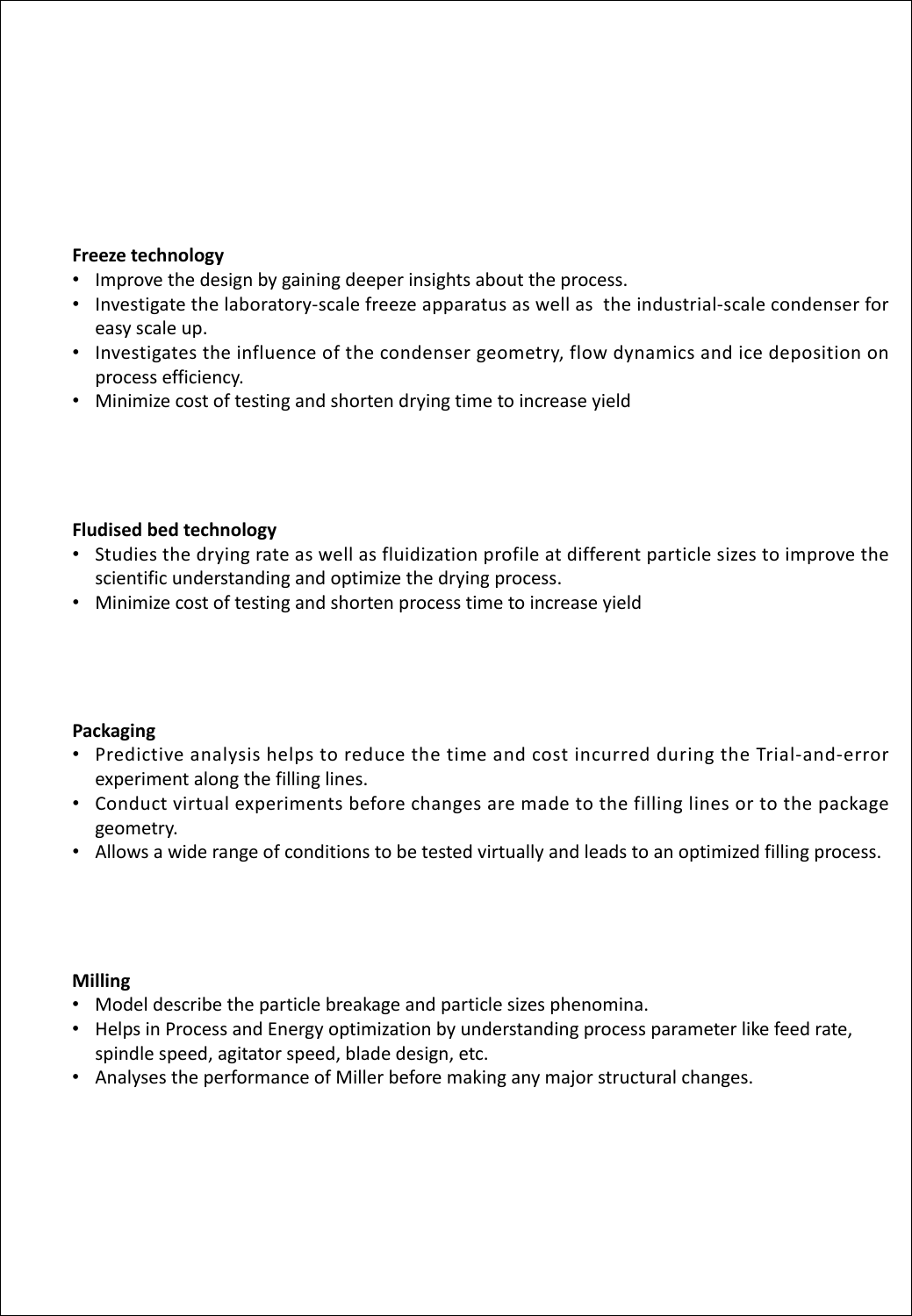**Freeze technology**

- Improve the design by gaining deeper insights about the process.
- Investigate the laboratory-scale freeze apparatus as well as the industrial-scale condenser for easy scale up.
- Investigates the influence of the condenser geometry, flow dynamics and ice deposition on process efficiency.
- Minimize cost of testing and shorten drying time to increase yield

**Fludised bed technology**

- Studies the drying rate as well as fluidization profile at different particle sizes to improve the scientific understanding and optimize the drying process.
- Minimize cost of testing and shorten process time to increase yield

**Packaging**

- Predictive analysis helps to reduce the time and cost incurred during the Trial-and-error experiment along the filling lines.
- Conduct virtual experiments before changes are made to the filling lines or to the package geometry.
- Allows a wide range of conditions to be tested virtually and leads to an optimized filling process.

**Milling**

- Model describe the particle breakage and particle sizes phenomina.
- Helps in Process and Energy optimization by understanding process parameter like feed rate, spindle speed, agitator speed, blade design, etc.
- Analyses the performance of Miller before making any major structural changes.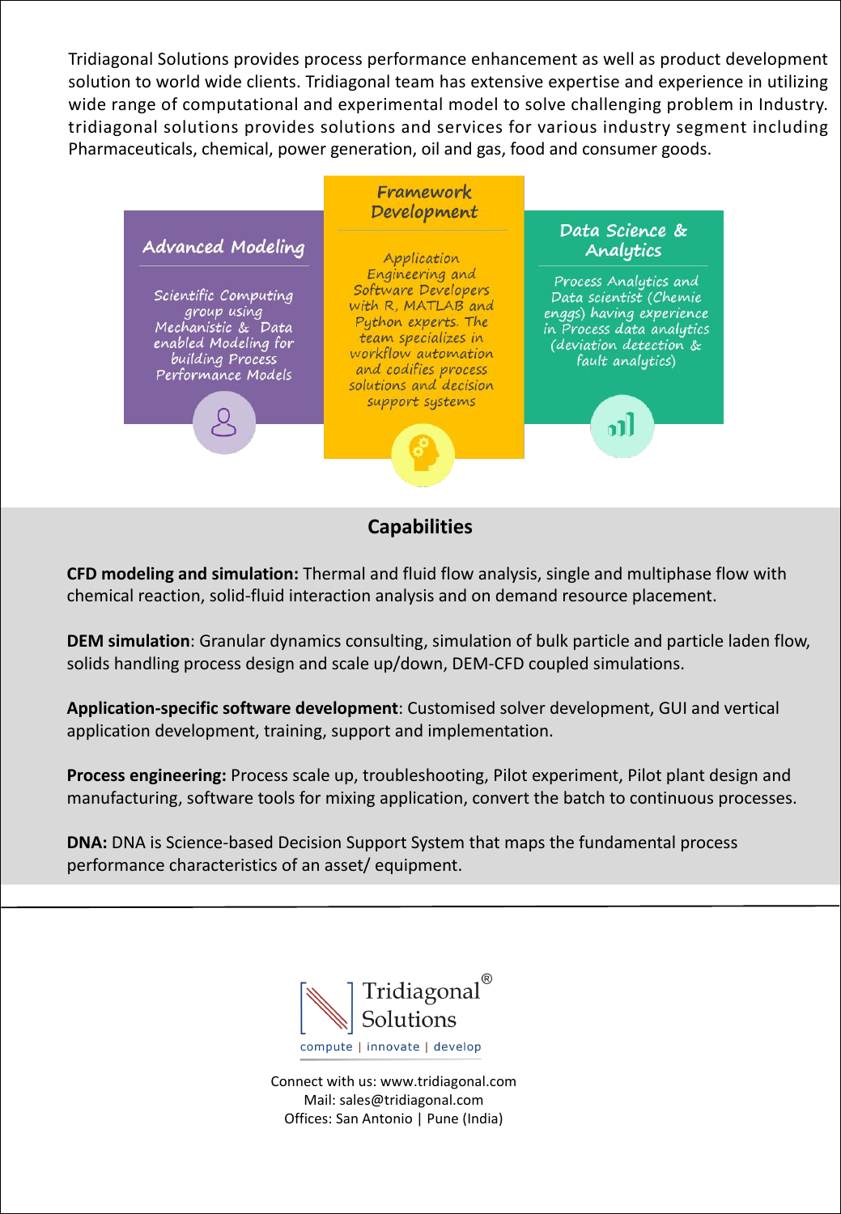Tridiagonal Solutions provides process performance enhancement as well as product development solution to world wide clients. Tridiagonal team has extensive expertise and experience in utilizing wide range of computational and experimental model to solve challenging problem in Industry. tridiagonal solutions provides solutions and services for various industry segment including Pharmaceuticals, chemical, power generation, oil and gas, food and consumer goods.

### Advanced Modeling

Scientific Computing group using Mechanistic & Data enabled Modeling for building Process Performance Models

### Framework Development

Application Engineering and Software Developers with R, MATLAB and Python experts. The team specializes in workflow automation and codifies process solutions and decision support systems

### Data Science & Analytics

Process Analytics and Data scientist (Chemie enggs) having experience in Process data analytics (deviation detection & fault analytics)

## Capabilities

**CFD modeling and simulation:** Thermal and fluid flow analysis, single and multiphase flow with chemical reaction, solid-fluid interaction analysis and on demand resource placement.

**DEM simulation**: Granular dynamics consulting, simulation of bulk particle and particle laden flow, solids handling process design and scale up/down, DEM-CFD coupled simulations.

**Application-specific software development**: Customised solver development, GUI and vertical application development, training, support and implementation.

**Process engineering:** Process scale up, troubleshooting, Pilot experiment, Pilot plant design and manufacturing, software tools for mixing application, convert the batch to continuous processes.

**DNA:** DNA is Science-based Decision Support System that maps the fundamental process performance characteristics of an asset/ equipment.

---

Tridiagonal® Solutions

compute | innovate | develop

Connect with us: www.tridiagonal.com
Mail: sales@tridiagonal.com
Offices: San Antonio | Pune (India)